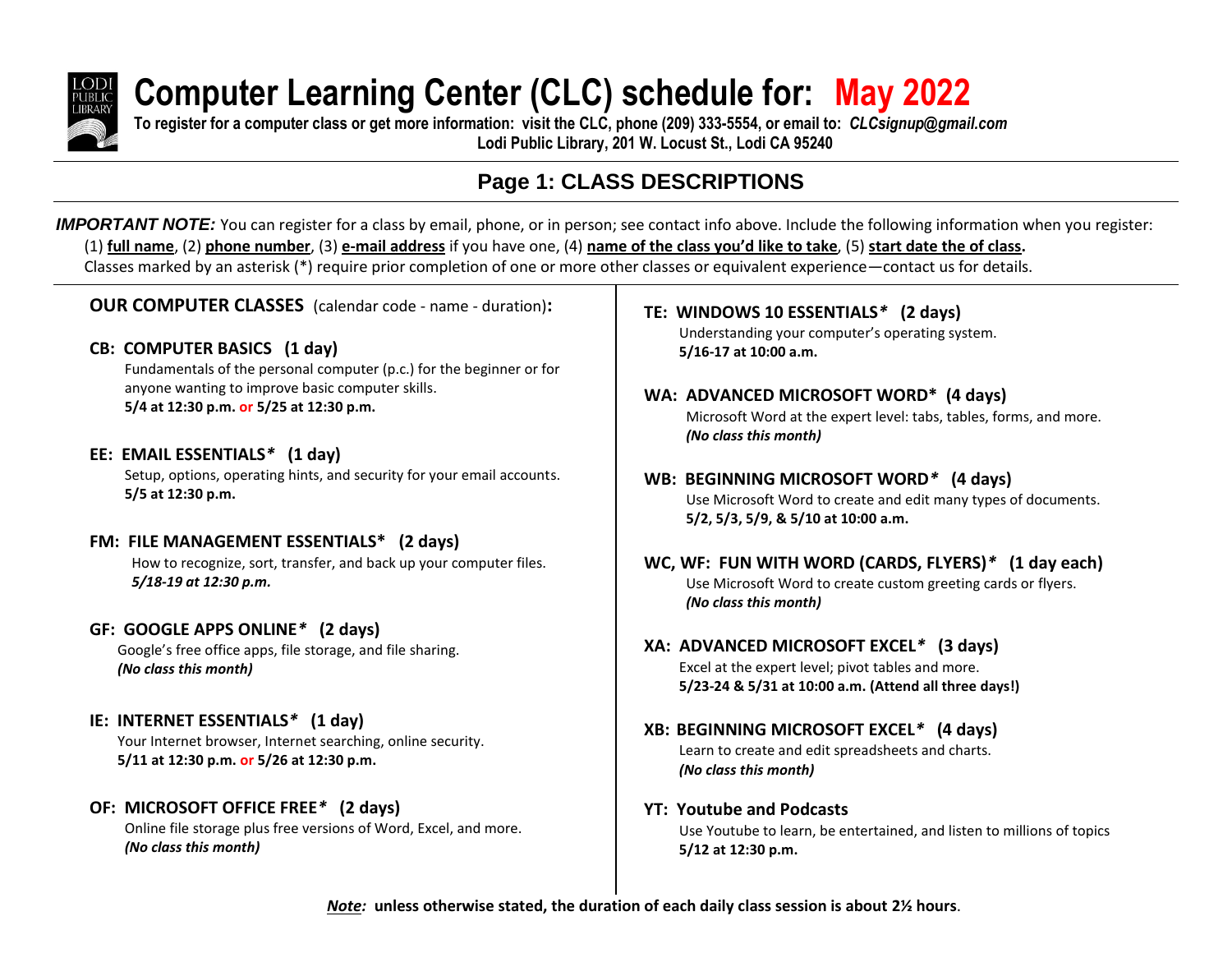# Computer Learning Center (CLC) schedule for: May 2022

**To register for a computer class or get more information: visit the CLC, phone (209) 333-5554, or email to:** ***CLCsignup@gmail.com***
**Lodi Public Library, 201 W. Locust St., Lodi CA 95240**

## Page 1: CLASS DESCRIPTIONS

***IMPORTANT NOTE:*** You can register for a class by email, phone, or in person; see contact info above. Include the following information when you register: (1) **full name**, (2) **phone number**, (3) **e-mail address** if you have one, (4) **name of the class you'd like to take**, (5) **start date the of class.**
Classes marked by an asterisk (*) require prior completion of one or more other classes or equivalent experience—contact us for details.

**OUR COMPUTER CLASSES** (calendar code - name - duration)**:**

**CB: COMPUTER BASICS (1 day)**
Fundamentals of the personal computer (p.c.) for the beginner or for anyone wanting to improve basic computer skills.
**5/4 at 12:30 p.m. or 5/25 at 12:30 p.m.**

**EE: EMAIL ESSENTIALS* (1 day)**
Setup, options, operating hints, and security for your email accounts.
**5/5 at 12:30 p.m.**

**FM: FILE MANAGEMENT ESSENTIALS* (2 days)**
How to recognize, sort, transfer, and back up your computer files.
***5/18-19 at 12:30 p.m.***

**GF: GOOGLE APPS ONLINE* (2 days)**
Google's free office apps, file storage, and file sharing.
***(No class this month)***

**IE: INTERNET ESSENTIALS* (1 day)**
Your Internet browser, Internet searching, online security.
**5/11 at 12:30 p.m. or 5/26 at 12:30 p.m.**

**OF: MICROSOFT OFFICE FREE* (2 days)**
Online file storage plus free versions of Word, Excel, and more.
***(No class this month)***

**TE: WINDOWS 10 ESSENTIALS* (2 days)**
Understanding your computer's operating system.
**5/16-17 at 10:00 a.m.**

**WA: ADVANCED MICROSOFT WORD* (4 days)**
Microsoft Word at the expert level: tabs, tables, forms, and more.
***(No class this month)***

**WB: BEGINNING MICROSOFT WORD* (4 days)**
Use Microsoft Word to create and edit many types of documents.
**5/2, 5/3, 5/9, & 5/10 at 10:00 a.m.**

**WC, WF: FUN WITH WORD (CARDS, FLYERS)* (1 day each)**
Use Microsoft Word to create custom greeting cards or flyers.
***(No class this month)***

**XA: ADVANCED MICROSOFT EXCEL* (3 days)**
Excel at the expert level; pivot tables and more.
**5/23-24 & 5/31 at 10:00 a.m. (Attend all three days!)**

**XB: BEGINNING MICROSOFT EXCEL* (4 days)**
Learn to create and edit spreadsheets and charts.
***(No class this month)***

**YT: Youtube and Podcasts**
Use Youtube to learn, be entertained, and listen to millions of topics
**5/12 at 12:30 p.m.**

***Note:*** **unless otherwise stated, the duration of each daily class session is about 2½ hours**.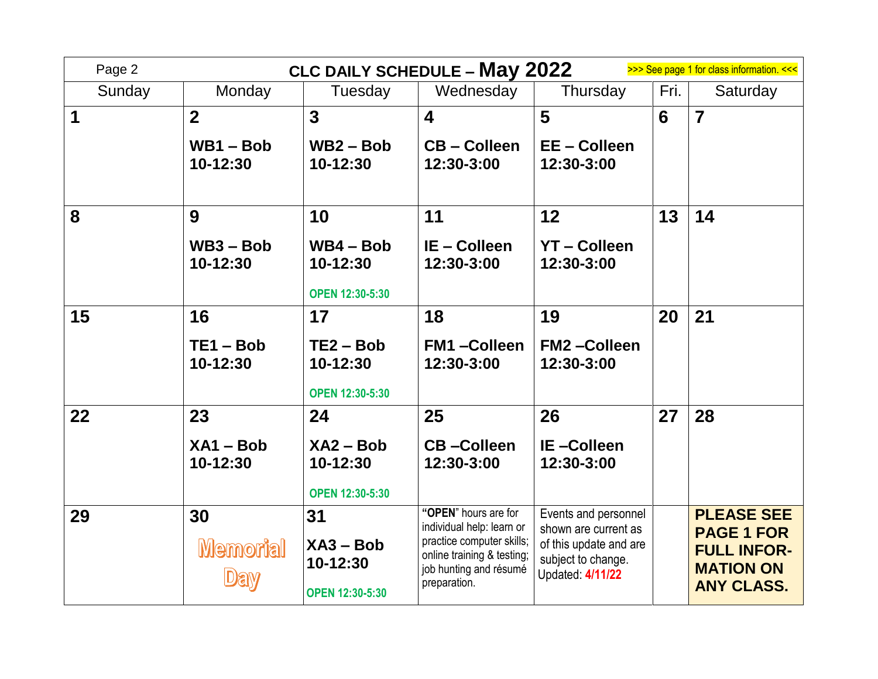Page 2 **CLC DAILY SCHEDULE – May 2022** >>> See page 1 for class information. <<<

| Sunday | Monday | Tuesday | Wednesday | Thursday | Fri. | Saturday |
|---|---|---|---|---|---|---|
| **1** | **2**<br>**WB1 – Bob**<br>**10-12:30** | **3**<br>**WB2 – Bob**<br>**10-12:30** | **4**<br>**CB – Colleen**<br>**12:30-3:00** | **5**<br>**EE – Colleen**<br>**12:30-3:00** | **6** | **7** |
| **8** | **9**<br>**WB3 – Bob**<br>**10-12:30** | **10**<br>**WB4 – Bob**<br>**10-12:30**<br>**OPEN 12:30-5:30** | **11**<br>**IE – Colleen**<br>**12:30-3:00** | **12**<br>**YT – Colleen**<br>**12:30-3:00** | **13** | **14** |
| **15** | **16**<br>**TE1 – Bob**<br>**10-12:30** | **17**<br>**TE2 – Bob**<br>**10-12:30**<br>**OPEN 12:30-5:30** | **18**<br>**FM1 –Colleen**<br>**12:30-3:00** | **19**<br>**FM2 –Colleen**<br>**12:30-3:00** | **20** | **21** |
| **22** | **23**<br>**XA1 – Bob**<br>**10-12:30** | **24**<br>**XA2 – Bob**<br>**10-12:30**<br>**OPEN 12:30-5:30** | **25**<br>**CB –Colleen**<br>**12:30-3:00** | **26**<br>**IE –Colleen**<br>**12:30-3:00** | **27** | **28** |
| **29** | **30**<br>Memorial Day | **31**<br>**XA3 – Bob**<br>**10-12:30**<br>**OPEN 12:30-5:30** | "**OPEN**" hours are for individual help: learn or practice computer skills; online training & testing; job hunting and résumé preparation. | Events and personnel shown are current as of this update and are subject to change. Updated: **4/11/22** | | **PLEASE SEE PAGE 1 FOR FULL INFOR-MATION ON ANY CLASS.** |